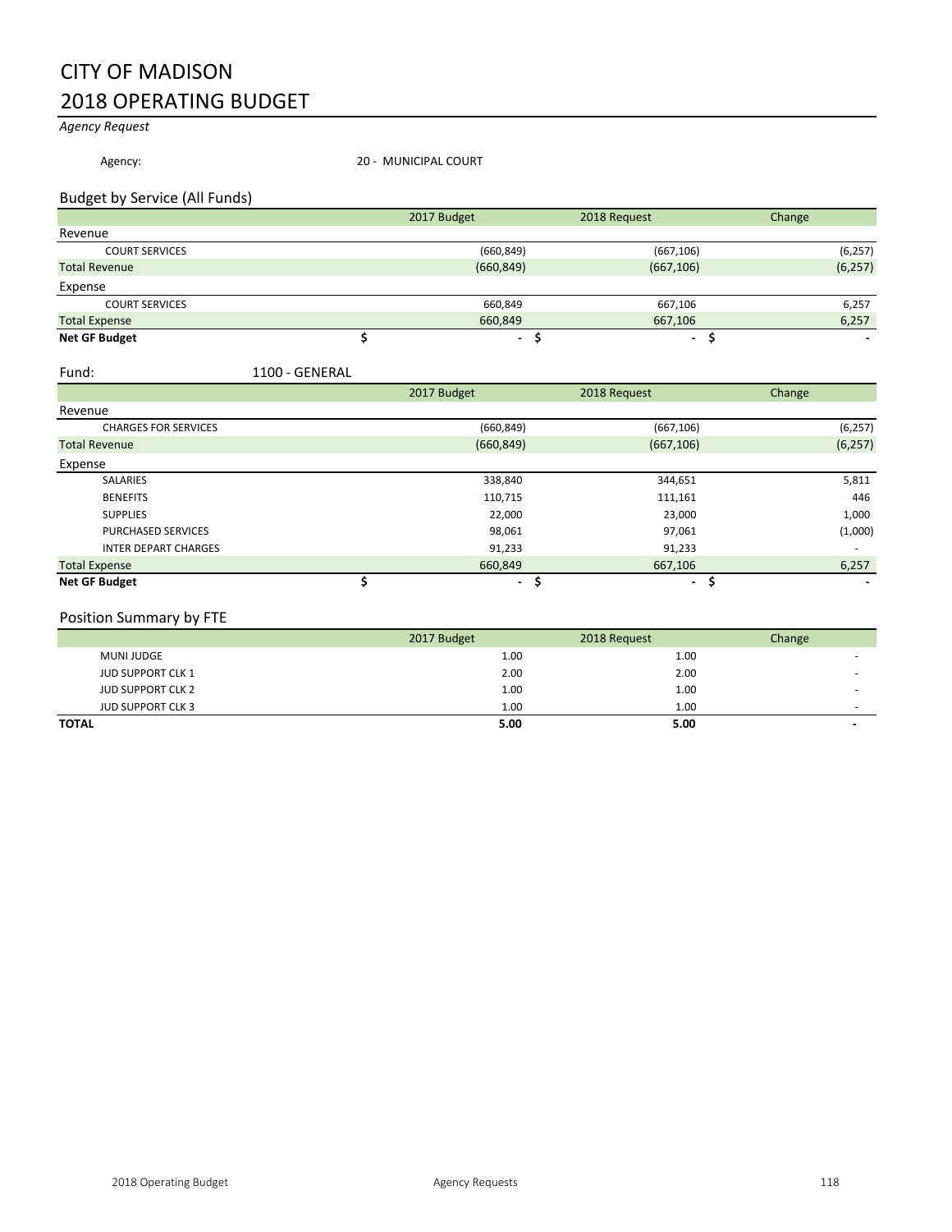# CITY OF MADISON

# 2018 OPERATING BUDGET

*Agency Request*

Agency: 20 - MUNICIPAL COURT

## Budget by Service (All Funds)

| | 2017 Budget | 2018 Request | Change |
|---|---|---|---|
| **Revenue** | | | |
| COURT SERVICES | (660,849) | (667,106) | (6,257) |
| Total Revenue | (660,849) | (667,106) | (6,257) |
| **Expense** | | | |
| COURT SERVICES | 660,849 | 667,106 | 6,257 |
| Total Expense | 660,849 | 667,106 | 6,257 |
| **Net GF Budget** | $ - | $ - | $ - |

Fund: 1100 - GENERAL

| | 2017 Budget | 2018 Request | Change |
|---|---|---|---|
| **Revenue** | | | |
| CHARGES FOR SERVICES | (660,849) | (667,106) | (6,257) |
| Total Revenue | (660,849) | (667,106) | (6,257) |
| **Expense** | | | |
| SALARIES | 338,840 | 344,651 | 5,811 |
| BENEFITS | 110,715 | 111,161 | 446 |
| SUPPLIES | 22,000 | 23,000 | 1,000 |
| PURCHASED SERVICES | 98,061 | 97,061 | (1,000) |
| INTER DEPART CHARGES | 91,233 | 91,233 | - |
| Total Expense | 660,849 | 667,106 | 6,257 |
| **Net GF Budget** | $ - | $ - | $ - |

## Position Summary by FTE

| | 2017 Budget | 2018 Request | Change |
|---|---|---|---|
| MUNI JUDGE | 1.00 | 1.00 | - |
| JUD SUPPORT CLK 1 | 2.00 | 2.00 | - |
| JUD SUPPORT CLK 2 | 1.00 | 1.00 | - |
| JUD SUPPORT CLK 3 | 1.00 | 1.00 | - |
| **TOTAL** | **5.00** | **5.00** | **-** |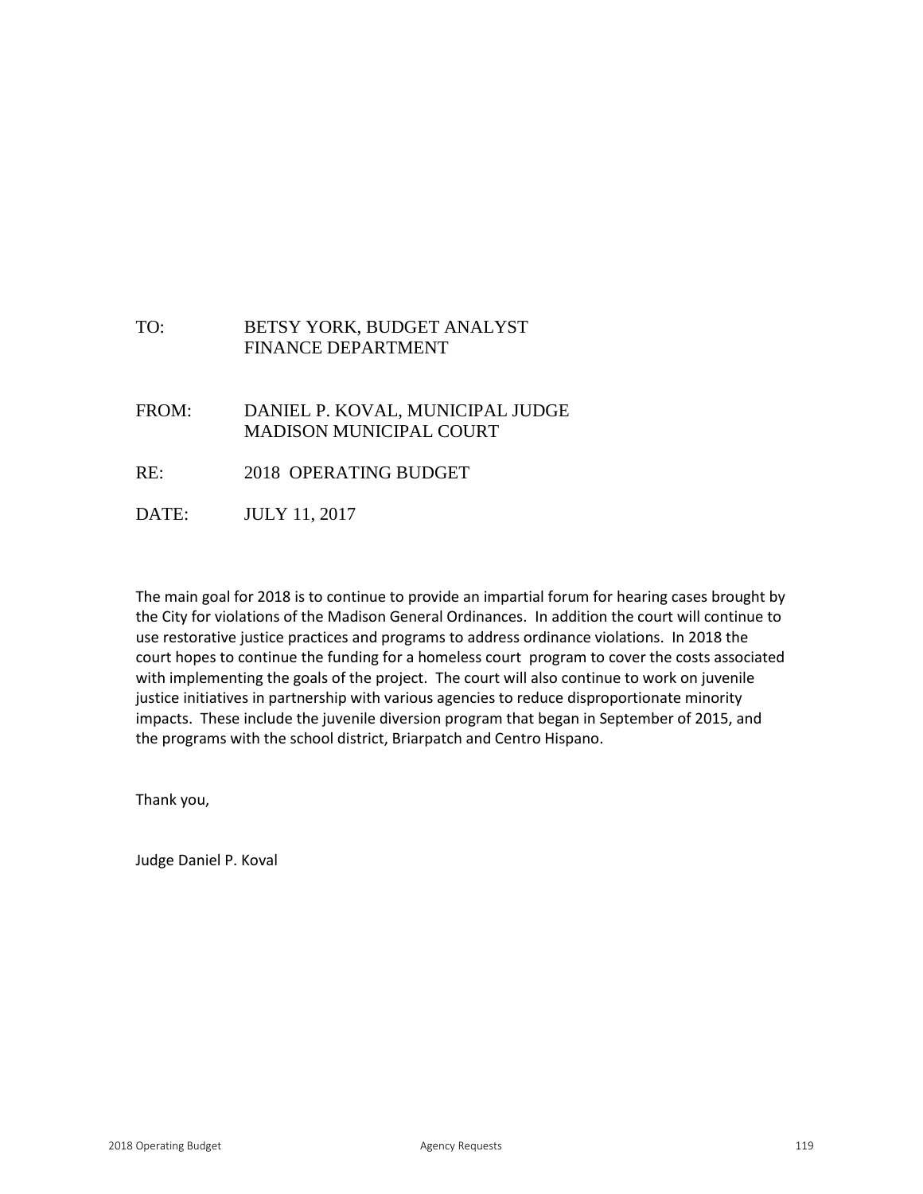TO: BETSY YORK, BUDGET ANALYST
FINANCE DEPARTMENT

FROM: DANIEL P. KOVAL, MUNICIPAL JUDGE
MADISON MUNICIPAL COURT

RE: 2018 OPERATING BUDGET

DATE: JULY 11, 2017

The main goal for 2018 is to continue to provide an impartial forum for hearing cases brought by the City for violations of the Madison General Ordinances. In addition the court will continue to use restorative justice practices and programs to address ordinance violations. In 2018 the court hopes to continue the funding for a homeless court program to cover the costs associated with implementing the goals of the project. The court will also continue to work on juvenile justice initiatives in partnership with various agencies to reduce disproportionate minority impacts. These include the juvenile diversion program that began in September of 2015, and the programs with the school district, Briarpatch and Centro Hispano.

Thank you,

Judge Daniel P. Koval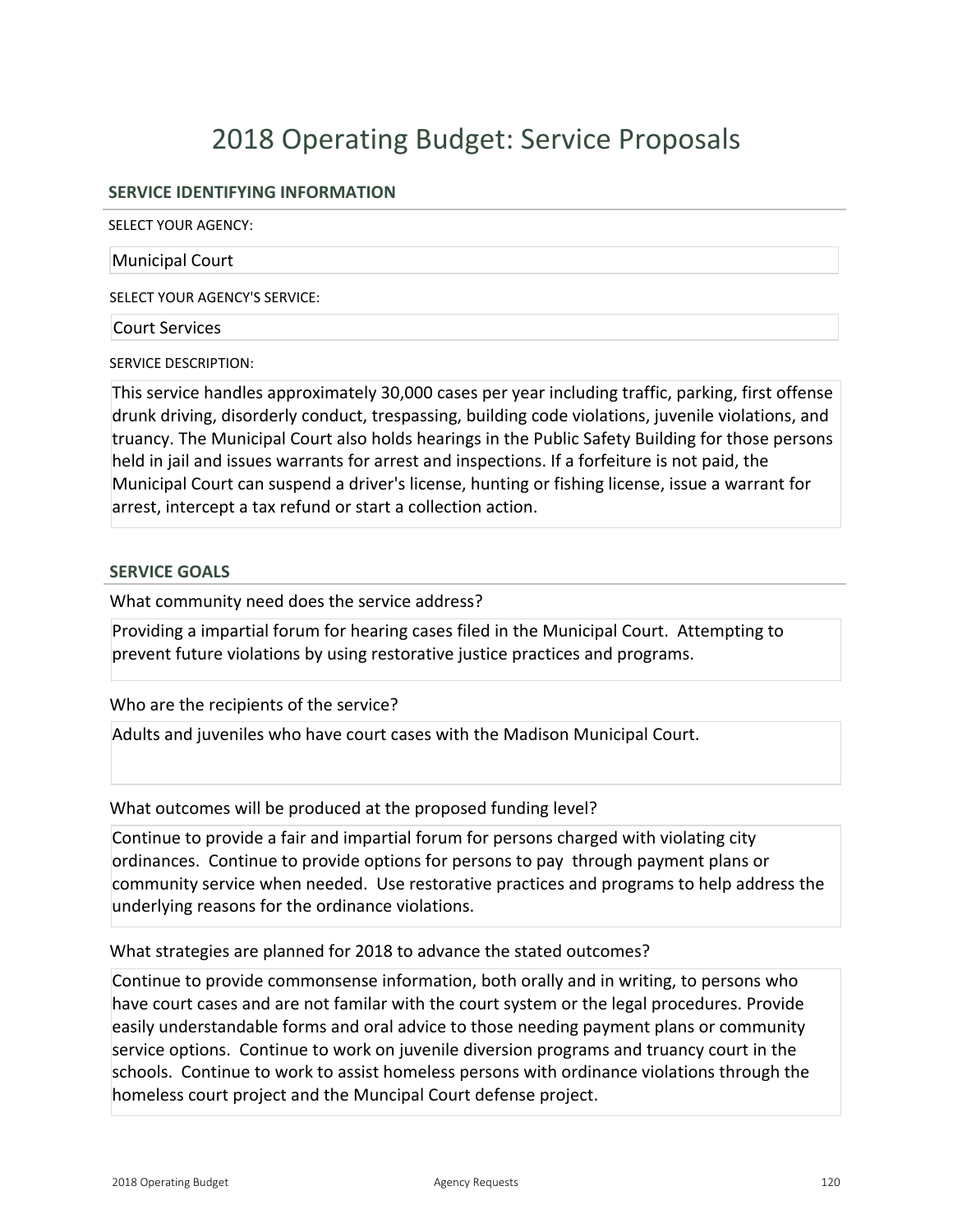# 2018 Operating Budget: Service Proposals

## SERVICE IDENTIFYING INFORMATION

SELECT YOUR AGENCY:

Municipal Court

SELECT YOUR AGENCY'S SERVICE:

Court Services

SERVICE DESCRIPTION:

This service handles approximately 30,000 cases per year including traffic, parking, first offense drunk driving, disorderly conduct, trespassing, building code violations, juvenile violations, and truancy. The Municipal Court also holds hearings in the Public Safety Building for those persons held in jail and issues warrants for arrest and inspections. If a forfeiture is not paid, the Municipal Court can suspend a driver's license, hunting or fishing license, issue a warrant for arrest, intercept a tax refund or start a collection action.

## SERVICE GOALS

What community need does the service address?

Providing a impartial forum for hearing cases filed in the Municipal Court. Attempting to prevent future violations by using restorative justice practices and programs.

Who are the recipients of the service?

Adults and juveniles who have court cases with the Madison Municipal Court.

What outcomes will be produced at the proposed funding level?

Continue to provide a fair and impartial forum for persons charged with violating city ordinances. Continue to provide options for persons to pay through payment plans or community service when needed. Use restorative practices and programs to help address the underlying reasons for the ordinance violations.

What strategies are planned for 2018 to advance the stated outcomes?

Continue to provide commonsense information, both orally and in writing, to persons who have court cases and are not familar with the court system or the legal procedures. Provide easily understandable forms and oral advice to those needing payment plans or community service options. Continue to work on juvenile diversion programs and truancy court in the schools. Continue to work to assist homeless persons with ordinance violations through the homeless court project and the Muncipal Court defense project.